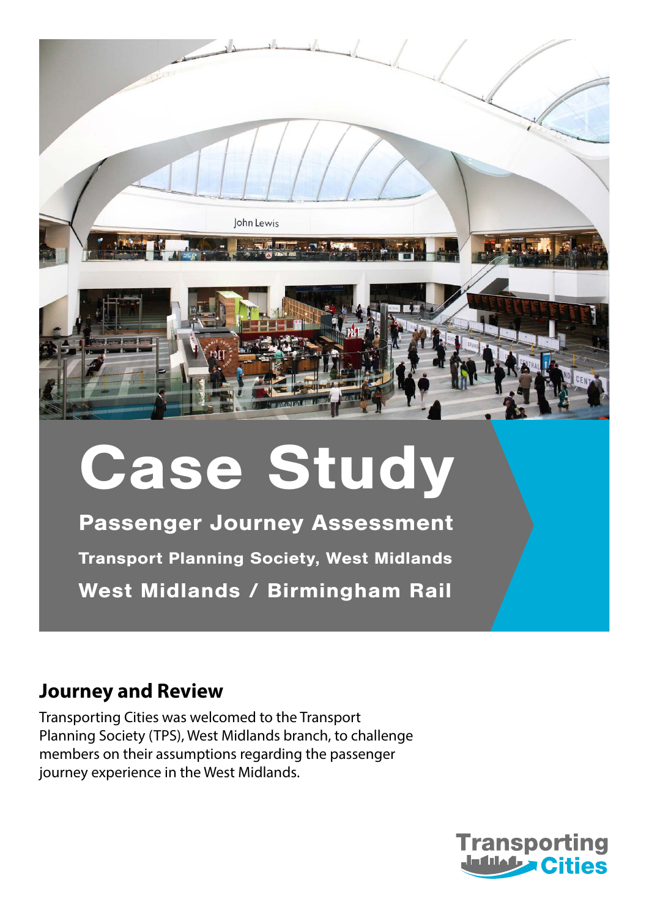# Case Study

**Passenger Journey Assessment**

**Transport Planning Society, West Midlands**

**West Midlands / Birmingham Rail**

## Journey and Review

Transporting Cities was welcomed to the Transport Planning Society (TPS), West Midlands branch, to challenge members on their assumptions regarding the passenger journey experience in the West Midlands.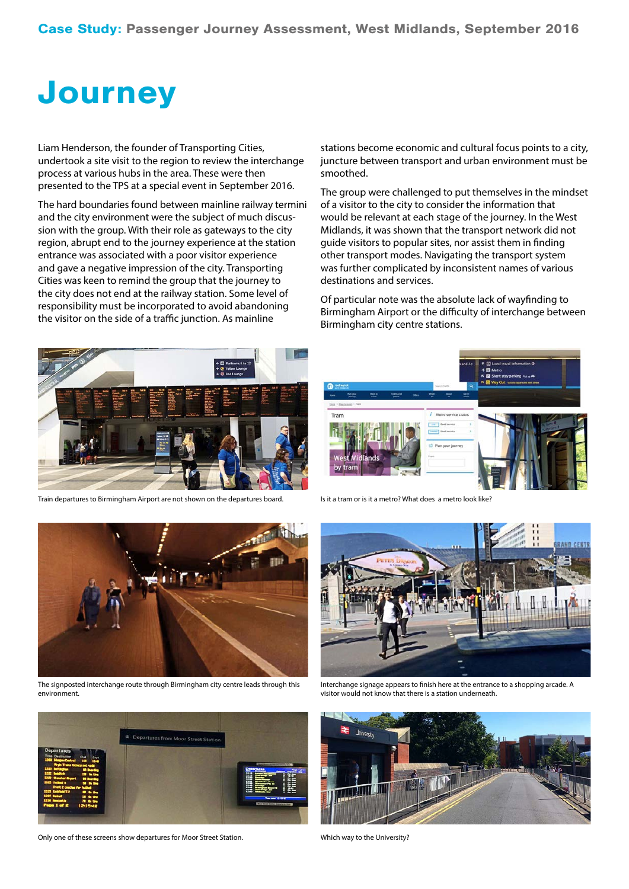# Journey

Liam Henderson, the founder of Transporting Cities, undertook a site visit to the region to review the interchange process at various hubs in the area. These were then presented to the TPS at a special event in September 2016.

The hard boundaries found between mainline railway termini and the city environment were the subject of much discussion with the group. With their role as gateways to the city region, abrupt end to the journey experience at the station entrance was associated with a poor visitor experience and gave a negative impression of the city. Transporting Cities was keen to remind the group that the journey to the city does not end at the railway station. Some level of responsibility must be incorporated to avoid abandoning the visitor on the side of a traffic junction. As mainline stations become economic and cultural focus points to a city, juncture between transport and urban environment must be smoothed.

The group were challenged to put themselves in the mindset of a visitor to the city to consider the information that would be relevant at each stage of the journey. In the West Midlands, it was shown that the transport network did not guide visitors to popular sites, nor assist them in finding other transport modes. Navigating the transport system was further complicated by inconsistent names of various destinations and services.

Of particular note was the absolute lack of wayfinding to Birmingham Airport or the difficulty of interchange between Birmingham city centre stations.

Train departures to Birmingham Airport are not shown on the departures board.

Is it a tram or is it a metro? What does a metro look like?

The signposted interchange route through Birmingham city centre leads through this environment.

Interchange signage appears to finish here at the entrance to a shopping arcade. A visitor would not know that there is a station underneath.

Only one of these screens show departures for Moor Street Station.

Which way to the University?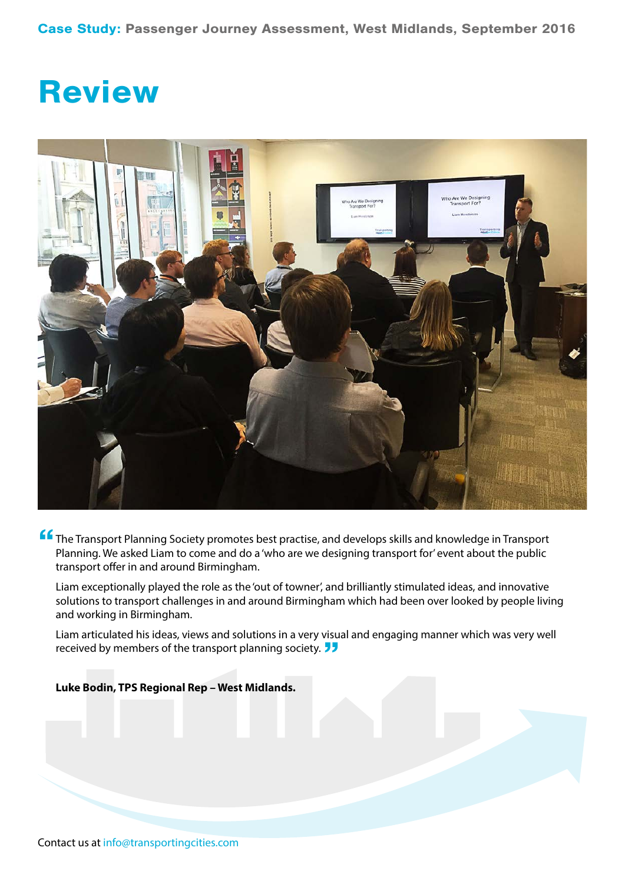**Case Study:** Passenger Journey Assessment, West Midlands, September 2016

# Review

"The Transport Planning Society promotes best practise, and develops skills and knowledge in Transport Planning. We asked Liam to come and do a 'who are we designing transport for' event about the public transport offer in and around Birmingham.

Liam exceptionally played the role as the 'out of towner', and brilliantly stimulated ideas, and innovative solutions to transport challenges in and around Birmingham which had been over looked by people living and working in Birmingham.

Liam articulated his ideas, views and solutions in a very visual and engaging manner which was very well received by members of the transport planning society."

**Luke Bodin, TPS Regional Rep – West Midlands.**

Contact us at info@transportingcities.com